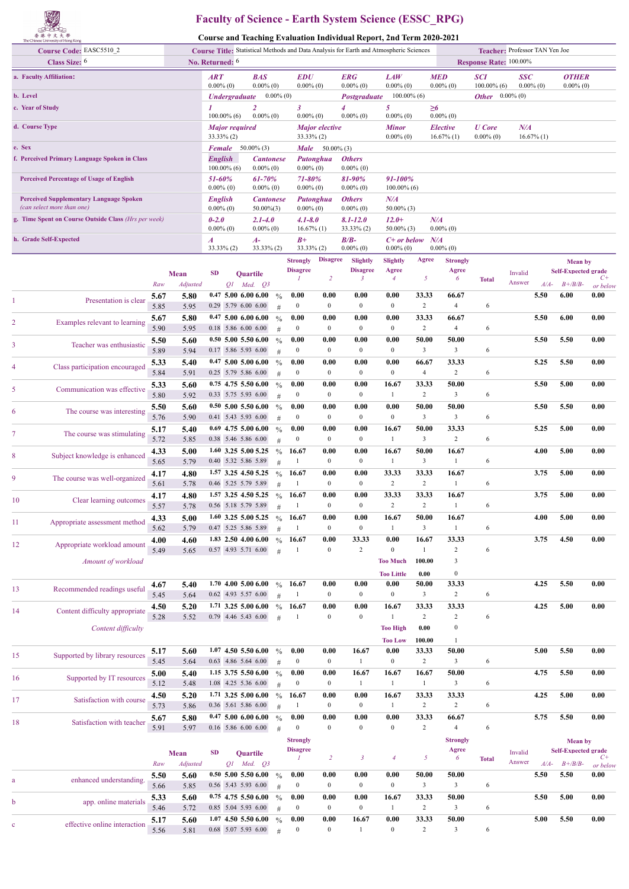# Faculty of Science - Earth System Science (ESSC_RPG)

## Course and Teaching Evaluation Individual Report, 2nd Term 2020-2021

| | | | |
|---|---|---|---|
| **Course Code:** EASC5510_2 | **Course Title:** Statistical Methods and Data Analysis for Earth and Atmospheric Sciences | | **Teacher:** Professor TAN Yen Joe |
| **Class Size:** 6 | **No. Returned:** 6 | | **Response Rate:** 100.00% |

| | | | | | | | | | |
|---|---|---|---|---|---|---|---|---|---|
| **a. Faculty Affiliation:** | *ART* 0.00% (0) | *BAS* 0.00% (0) | *EDU* 0.00% (0) | *ERG* 0.00% (0) | *LAW* 0.00% (0) | *MED* 0.00% (0) | *SCI* 100.00% (6) | *SSC* 0.00% (0) | *OTHER* 0.00% (0) |
| **b. Level** | *Undergraduate* 0.00% (0) | | | *Postgraduate* 100.00% (6) | | | *Other* 0.00% (0) | | |
| **c. Year of Study** | *1* 100.00% (6) | *2* 0.00% (0) | *3* 0.00% (0) | *4* 0.00% (0) | *5* 0.00% (0) | *≥6* 0.00% (0) | | | |
| **d. Course Type** | *Major required* 33.33% (2) | | *Major elective* 33.33% (2) | | *Minor* 0.00% (0) | *Elective* 16.67% (1) | *U Core* 0.00% (0) | *N/A* 16.67% (1) | |
| **e. Sex** | *Female* 50.00% (3) | | *Male* 50.00% (3) | | | | | | |
| **f. Perceived Primary Language Spoken in Class** | *English* 100.00% (6) | *Cantonese* 0.00% (0) | *Putonghua* 0.00% (0) | *Others* 0.00% (0) | | | | | |
| **Perceived Percentage of Usage of English** | *51-60%* 0.00% (0) | *61-70%* 0.00% (0) | *71-80%* 0.00% (0) | *81-90%* 0.00% (0) | *91-100%* 100.00% (6) | | | | |
| **Perceived Supplementary Language Spoken** *(can select more than one)* | *English* 0.00% (0) | *Cantonese* 50.00%(3) | *Putonghua* 0.00% (0) | *Others* 0.00% (0) | *N/A* 50.00% (3) | | | | |
| **g. Time Spent on Course Outside Class** *(Hrs per week)* | *0-2.0* 0.00% (0) | *2.1-4.0* 0.00% (0) | *4.1-8.0* 16.67% (1) | *8.1-12.0* 33.33% (2) | *12.0+* 50.00% (3) | *N/A* 0.00% (0) | | | |
| **h. Grade Self-Expected** | *A* 33.33% (2) | *A-* 33.33% (2) | *B+* 33.33% (2) | *B/B-* 0.00% (0) | *C+ or below* 0.00% (0) | *N/A* 0.00% (0) | | | |

| # | Item | Mean Raw | Mean Adjusted | SD | Q1 | Med. | Q3 | | Strongly Disagree 1 | Disagree 2 | Slightly Disagree 3 | Slightly Agree 4 | Agree 5 | Strongly Agree 6 | Total | Invalid Answer | Mean by Self-Expected grade A/A- | B+/B/B- | C+ or below |
|---|---|---|---|---|---|---|---|---|---|---|---|---|---|---|---|---|---|---|---|
| 1 | Presentation is clear | 5.67 | 5.80 | 0.47 | 5.00 | 6.00 | 6.00 | % | 0.00 | 0.00 | 0.00 | 0.00 | 33.33 | 66.67 | | | 5.50 | 6.00 | 0.00 |
| | | 5.85 | 5.95 | 0.29 | 5.79 | 6.00 | 6.00 | # | 0 | 0 | 0 | 0 | 2 | 4 | 6 | | | | |
| 2 | Examples relevant to learning | 5.67 | 5.80 | 0.47 | 5.00 | 6.00 | 6.00 | % | 0.00 | 0.00 | 0.00 | 0.00 | 33.33 | 66.67 | | | 5.50 | 6.00 | 0.00 |
| | | 5.90 | 5.95 | 0.18 | 5.86 | 6.00 | 6.00 | # | 0 | 0 | 0 | 0 | 2 | 4 | 6 | | | | |
| 3 | Teacher was enthusiastic | 5.50 | 5.60 | 0.50 | 5.00 | 5.50 | 6.00 | % | 0.00 | 0.00 | 0.00 | 0.00 | 50.00 | 50.00 | | | 5.50 | 5.50 | 0.00 |
| | | 5.89 | 5.94 | 0.17 | 5.86 | 5.93 | 6.00 | # | 0 | 0 | 0 | 0 | 3 | 3 | 6 | | | | |
| 4 | Class participation encouraged | 5.33 | 5.40 | 0.47 | 5.00 | 5.00 | 6.00 | % | 0.00 | 0.00 | 0.00 | 0.00 | 66.67 | 33.33 | | | 5.25 | 5.50 | 0.00 |
| | | 5.84 | 5.91 | 0.25 | 5.79 | 5.86 | 6.00 | # | 0 | 0 | 0 | 0 | 4 | 2 | 6 | | | | |
| 5 | Communication was effective | 5.33 | 5.60 | 0.75 | 4.75 | 5.50 | 6.00 | % | 0.00 | 0.00 | 0.00 | 16.67 | 33.33 | 50.00 | | | 5.50 | 5.00 | 0.00 |
| | | 5.80 | 5.92 | 0.33 | 5.75 | 5.93 | 6.00 | # | 0 | 0 | 0 | 1 | 2 | 3 | 6 | | | | |
| 6 | The course was interesting | 5.50 | 5.60 | 0.50 | 5.00 | 5.50 | 6.00 | % | 0.00 | 0.00 | 0.00 | 0.00 | 50.00 | 50.00 | | | 5.50 | 5.50 | 0.00 |
| | | 5.76 | 5.90 | 0.41 | 5.43 | 5.93 | 6.00 | # | 0 | 0 | 0 | 0 | 3 | 3 | 6 | | | | |
| 7 | The course was stimulating | 5.17 | 5.40 | 0.69 | 4.75 | 5.00 | 6.00 | % | 0.00 | 0.00 | 0.00 | 16.67 | 50.00 | 33.33 | | | 5.25 | 5.00 | 0.00 |
| | | 5.72 | 5.85 | 0.38 | 5.46 | 5.86 | 6.00 | # | 0 | 0 | 0 | 1 | 3 | 2 | 6 | | | | |
| 8 | Subject knowledge is enhanced | 4.33 | 5.00 | 1.60 | 3.25 | 5.00 | 5.25 | % | 16.67 | 0.00 | 0.00 | 16.67 | 50.00 | 16.67 | | | 4.00 | 5.00 | 0.00 |
| | | 5.65 | 5.79 | 0.40 | 5.32 | 5.86 | 5.89 | # | 1 | 0 | 0 | 1 | 3 | 1 | 6 | | | | |
| 9 | The course was well-organized | 4.17 | 4.80 | 1.57 | 3.25 | 4.50 | 5.25 | % | 16.67 | 0.00 | 0.00 | 33.33 | 33.33 | 16.67 | | | 3.75 | 5.00 | 0.00 |
| | | 5.61 | 5.78 | 0.46 | 5.25 | 5.79 | 5.89 | # | 1 | 0 | 0 | 2 | 2 | 1 | 6 | | | | |
| 10 | Clear learning outcomes | 4.17 | 4.80 | 1.57 | 3.25 | 4.50 | 5.25 | % | 16.67 | 0.00 | 0.00 | 33.33 | 33.33 | 16.67 | | | 3.75 | 5.00 | 0.00 |
| | | 5.57 | 5.78 | 0.56 | 5.18 | 5.79 | 5.89 | # | 1 | 0 | 0 | 2 | 2 | 1 | 6 | | | | |
| 11 | Appropriate assessment method | 4.33 | 5.00 | 1.60 | 3.25 | 5.00 | 5.25 | % | 16.67 | 0.00 | 0.00 | 16.67 | 50.00 | 16.67 | | | 4.00 | 5.00 | 0.00 |
| | | 5.62 | 5.79 | 0.47 | 5.25 | 5.86 | 5.89 | # | 1 | 0 | 0 | 1 | 3 | 1 | 6 | | | | |
| 12 | Appropriate workload amount | 4.00 | 4.60 | 1.83 | 2.50 | 4.00 | 6.00 | % | 16.67 | 0.00 | 33.33 | 0.00 | 16.67 | 33.33 | | | 3.75 | 4.50 | 0.00 |
| | | 5.49 | 5.65 | 0.57 | 4.93 | 5.71 | 6.00 | # | 1 | 0 | 2 | 0 | 1 | 2 | 6 | | | | |
| | *Amount of workload* | | | | | | | | | | | Too Much | 100.00 | 3 | | | | | |
| | | | | | | | | | | | | Too Little | 0.00 | 0 | | | | | |
| 13 | Recommended readings useful | 4.67 | 5.40 | 1.70 | 4.00 | 5.00 | 6.00 | % | 16.67 | 0.00 | 0.00 | 0.00 | 50.00 | 33.33 | | | 4.25 | 5.50 | 0.00 |
| | | 5.45 | 5.64 | 0.62 | 4.93 | 5.57 | 6.00 | # | 1 | 0 | 0 | 0 | 3 | 2 | 6 | | | | |
| 14 | Content difficulty appropriate | 4.50 | 5.20 | 1.71 | 3.25 | 5.00 | 6.00 | % | 16.67 | 0.00 | 0.00 | 16.67 | 33.33 | 33.33 | | | 4.25 | 5.00 | 0.00 |
| | | 5.28 | 5.52 | 0.79 | 4.46 | 5.43 | 6.00 | # | 1 | 0 | 0 | 1 | 2 | 2 | 6 | | | | |
| | *Content difficulty* | | | | | | | | | | | Too High | 0.00 | 0 | | | | | |
| | | | | | | | | | | | | Too Low | 100.00 | 1 | | | | | |
| 15 | Supported by library resources | 5.17 | 5.60 | 1.07 | 4.50 | 5.50 | 6.00 | % | 0.00 | 0.00 | 16.67 | 0.00 | 33.33 | 50.00 | | | 5.00 | 5.50 | 0.00 |
| | | 5.45 | 5.64 | 0.63 | 4.86 | 5.64 | 6.00 | # | 0 | 0 | 1 | 0 | 2 | 3 | 6 | | | | |
| 16 | Supported by IT resources | 5.00 | 5.40 | 1.15 | 3.75 | 5.50 | 6.00 | % | 0.00 | 0.00 | 16.67 | 16.67 | 16.67 | 50.00 | | | 4.75 | 5.50 | 0.00 |
| | | 5.12 | 5.48 | 1.08 | 4.25 | 5.36 | 6.00 | # | 0 | 0 | 1 | 1 | 1 | 3 | 6 | | | | |
| 17 | Satisfaction with course | 4.50 | 5.20 | 1.71 | 3.25 | 5.00 | 6.00 | % | 16.67 | 0.00 | 0.00 | 16.67 | 33.33 | 33.33 | | | 4.25 | 5.00 | 0.00 |
| | | 5.73 | 5.86 | 0.36 | 5.61 | 5.86 | 6.00 | # | 1 | 0 | 0 | 1 | 2 | 2 | 6 | | | | |
| 18 | Satisfaction with teacher | 5.67 | 5.80 | 0.47 | 5.00 | 6.00 | 6.00 | % | 0.00 | 0.00 | 0.00 | 0.00 | 33.33 | 66.67 | | | 5.75 | 5.50 | 0.00 |
| | | 5.91 | 5.97 | 0.16 | 5.86 | 6.00 | 6.00 | # | 0 | 0 | 0 | 0 | 2 | 4 | 6 | | | | |

| # | Item | Mean Raw | Mean Adjusted | SD | Q1 | Med. | Q3 | | Strongly Disagree 1 | 2 | 3 | 4 | 5 | Strongly Agree 6 | Total | Invalid Answer | Mean by Self-Expected grade A/A- | B+/B/B- | C+ or below |
|---|---|---|---|---|---|---|---|---|---|---|---|---|---|---|---|---|---|---|---|
| a | enhanced understanding. | 5.50 | 5.60 | 0.50 | 5.00 | 5.50 | 6.00 | % | 0.00 | 0.00 | 0.00 | 0.00 | 50.00 | 50.00 | | | 5.50 | 5.50 | 0.00 |
| | | 5.66 | 5.85 | 0.56 | 5.43 | 5.93 | 6.00 | # | 0 | 0 | 0 | 0 | 3 | 3 | 6 | | | | |
| b | app. online materials | 5.33 | 5.60 | 0.75 | 4.75 | 5.50 | 6.00 | % | 0.00 | 0.00 | 0.00 | 16.67 | 33.33 | 50.00 | | | 5.50 | 5.00 | 0.00 |
| | | 5.46 | 5.72 | 0.85 | 5.04 | 5.93 | 6.00 | # | 0 | 0 | 0 | 1 | 2 | 3 | 6 | | | | |
| c | effective online interaction | 5.17 | 5.60 | 1.07 | 4.50 | 5.50 | 6.00 | % | 0.00 | 0.00 | 16.67 | 0.00 | 33.33 | 50.00 | | | 5.00 | 5.50 | 0.00 |
| | | 5.56 | 5.81 | 0.68 | 5.07 | 5.93 | 6.00 | # | 0 | 0 | 1 | 0 | 2 | 3 | 6 | | | | |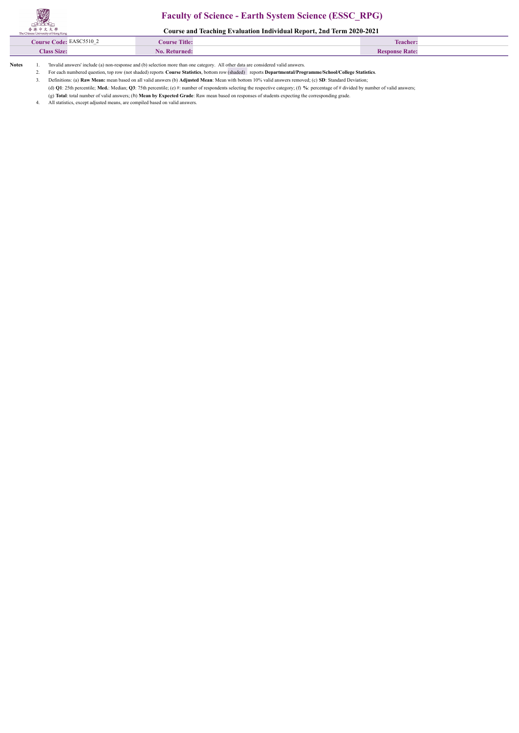# Faculty of Science - Earth System Science (ESSC_RPG)

## Course and Teaching Evaluation Individual Report, 2nd Term 2020-2021

| Course Code: EASC5510_2 | Course Title: | Teacher: |
|---|---|---|
| Class Size: | No. Returned: | Response Rate: |

**Notes**

1. 'Invalid answers' include (a) non-response and (b) selection more than one category. All other data are considered valid answers.
2. For each numbered question, top row (not shaded) reports **Course Statistics**, bottom row (shaded) reports **Departmental/Programme/School/College Statistics**.
3. Definitions: (a) **Raw Mean:** mean based on all valid answers (b) **Adjusted Mean**: Mean with bottom 10% valid answers removed; (c) **SD**: Standard Deviation;
   (d) **Q1**: 25th percentile; **Med.**: Median; **Q3**: 75th percentile; (e) #: number of respondents selecting the respective category; (f) **%**: percentage of # divided by number of valid answers;
   (g) **Total**: total number of valid answers; (h) **Mean by Expected Grade**: Raw mean based on responses of students expecting the corresponding grade.
4. All statistics, except adjusted means, are compiled based on valid answers.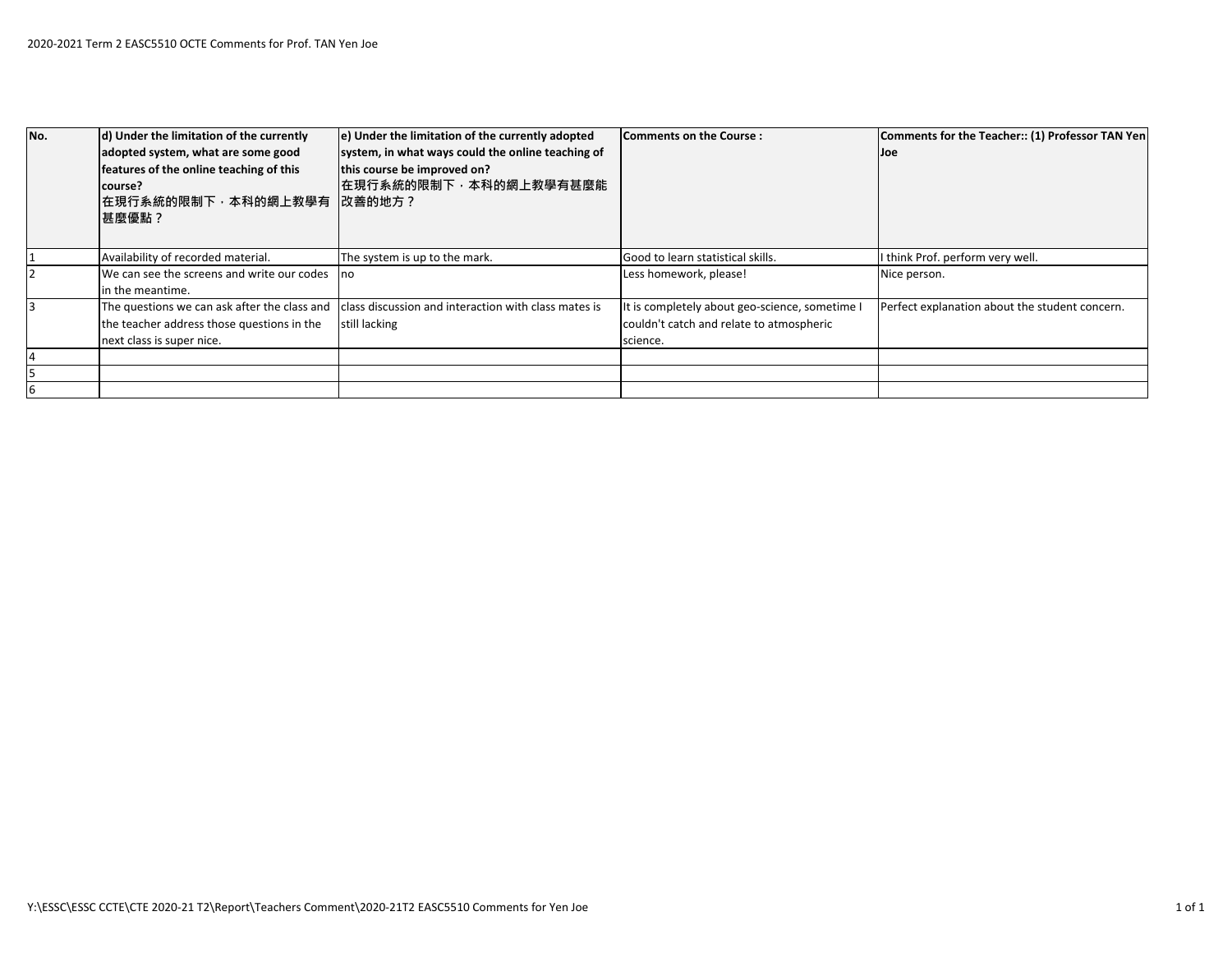2020-2021 Term 2 EASC5510 OCTE Comments for Prof. TAN Yen Joe

| No. | d) Under the limitation of the currently adopted system, what are some good features of the online teaching of this course? 在現行系統的限制下，本科的網上教學有甚麼優點？ | e) Under the limitation of the currently adopted system, in what ways could the online teaching of this course be improved on? 在現行系統的限制下，本科的網上教學有甚麼能改善的地方？ | Comments on the Course : | Comments for the Teacher:: (1) Professor TAN Yen Joe |
|---|---|---|---|---|
| 1 | Availability of recorded material. | The system is up to the mark. | Good to learn statistical skills. | I think Prof. perform very well. |
| 2 | We can see the screens and write our codes in the meantime. | no | Less homework, please! | Nice person. |
| 3 | The questions we can ask after the class and the teacher address those questions in the next class is super nice. | class discussion and interaction with class mates is still lacking | It is completely about geo-science, sometime I couldn't catch and relate to atmospheric science. | Perfect explanation about the student concern. |
| 4 | | | | |
| 5 | | | | |
| 6 | | | | |

Y:\ESSC\ESSC CCTE\CTE 2020-21 T2\Report\Teachers Comment\2020-21T2 EASC5510 Comments for Yen Joe